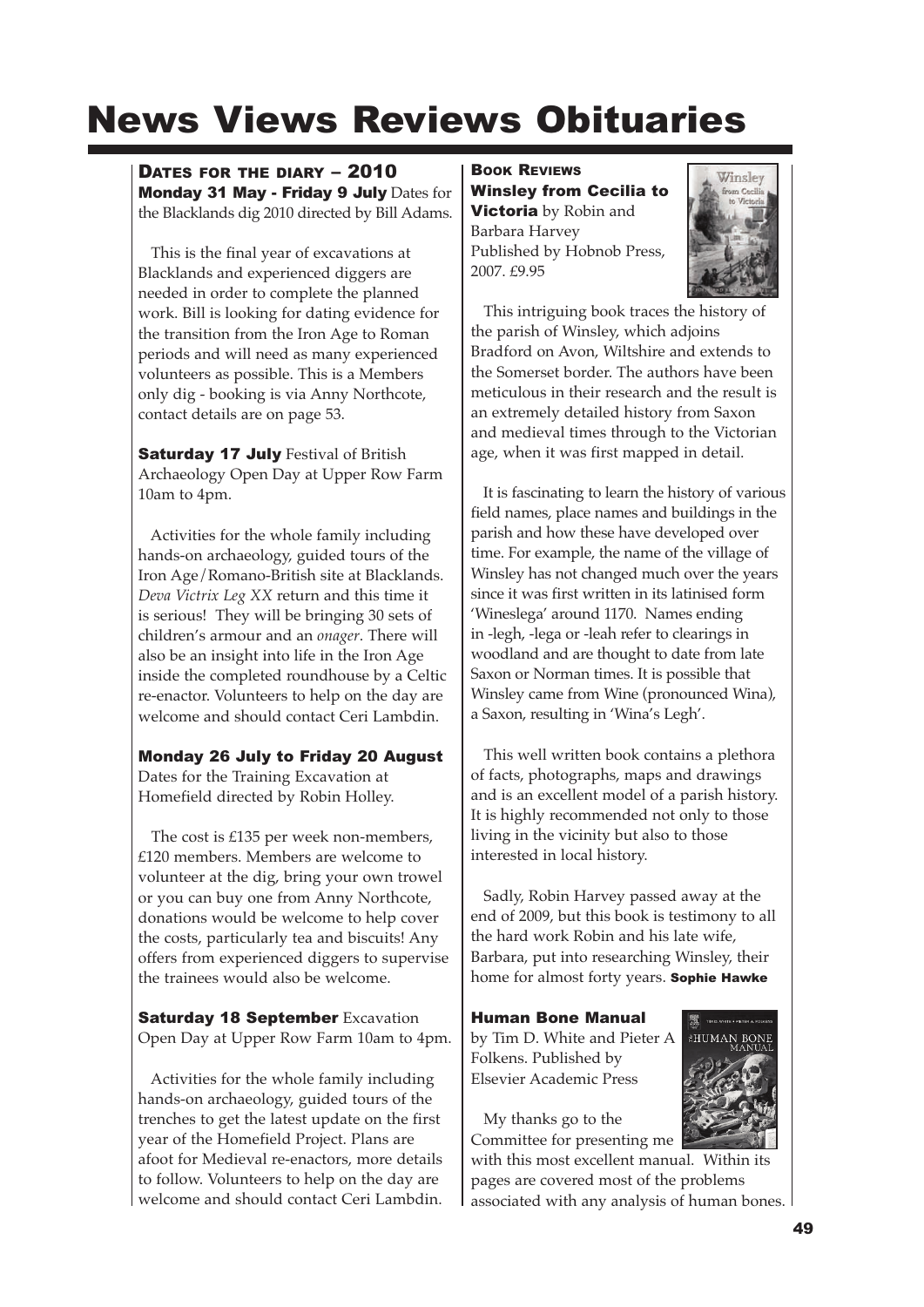# News Views Reviews Obituaries

## Dates for the diary – 2010

**Monday 31 May - Friday 9 July** Dates for the Blacklands dig 2010 directed by Bill Adams.

This is the final year of excavations at Blacklands and experienced diggers are needed in order to complete the planned work. Bill is looking for dating evidence for the transition from the Iron Age to Roman periods and will need as many experienced volunteers as possible. This is a Members only dig - booking is via Anny Northcote, contact details are on page 53.

**Saturday 17 July** Festival of British Archaeology Open Day at Upper Row Farm 10am to 4pm.

Activities for the whole family including hands-on archaeology, guided tours of the Iron Age/Romano-British site at Blacklands. *Deva Victrix Leg XX* return and this time it is serious! They will be bringing 30 sets of children's armour and an *onager*. There will also be an insight into life in the Iron Age inside the completed roundhouse by a Celtic re-enactor. Volunteers to help on the day are welcome and should contact Ceri Lambdin.

**Monday 26 July to Friday 20 August**
Dates for the Training Excavation at Homefield directed by Robin Holley.

The cost is £135 per week non-members, £120 members. Members are welcome to volunteer at the dig, bring your own trowel or you can buy one from Anny Northcote, donations would be welcome to help cover the costs, particularly tea and biscuits! Any offers from experienced diggers to supervise the trainees would also be welcome.

**Saturday 18 September** Excavation Open Day at Upper Row Farm 10am to 4pm.

Activities for the whole family including hands-on archaeology, guided tours of the trenches to get the latest update on the first year of the Homefield Project. Plans are afoot for Medieval re-enactors, more details to follow. Volunteers to help on the day are welcome and should contact Ceri Lambdin.

## Book Reviews

**Winsley from Cecilia to Victoria** by Robin and Barbara Harvey
Published by Hobnob Press, 2007. £9.95

This intriguing book traces the history of the parish of Winsley, which adjoins Bradford on Avon, Wiltshire and extends to the Somerset border. The authors have been meticulous in their research and the result is an extremely detailed history from Saxon and medieval times through to the Victorian age, when it was first mapped in detail.

It is fascinating to learn the history of various field names, place names and buildings in the parish and how these have developed over time. For example, the name of the village of Winsley has not changed much over the years since it was first written in its latinised form 'Wineslega' around 1170. Names ending in -legh, -lega or -leah refer to clearings in woodland and are thought to date from late Saxon or Norman times. It is possible that Winsley came from Wine (pronounced Wina), a Saxon, resulting in 'Wina's Legh'.

This well written book contains a plethora of facts, photographs, maps and drawings and is an excellent model of a parish history. It is highly recommended not only to those living in the vicinity but also to those interested in local history.

Sadly, Robin Harvey passed away at the end of 2009, but this book is testimony to all the hard work Robin and his late wife, Barbara, put into researching Winsley, their home for almost forty years. **Sophie Hawke**

**Human Bone Manual**
by Tim D. White and Pieter A Folkens. Published by Elsevier Academic Press

My thanks go to the Committee for presenting me with this most excellent manual. Within its pages are covered most of the problems associated with any analysis of human bones.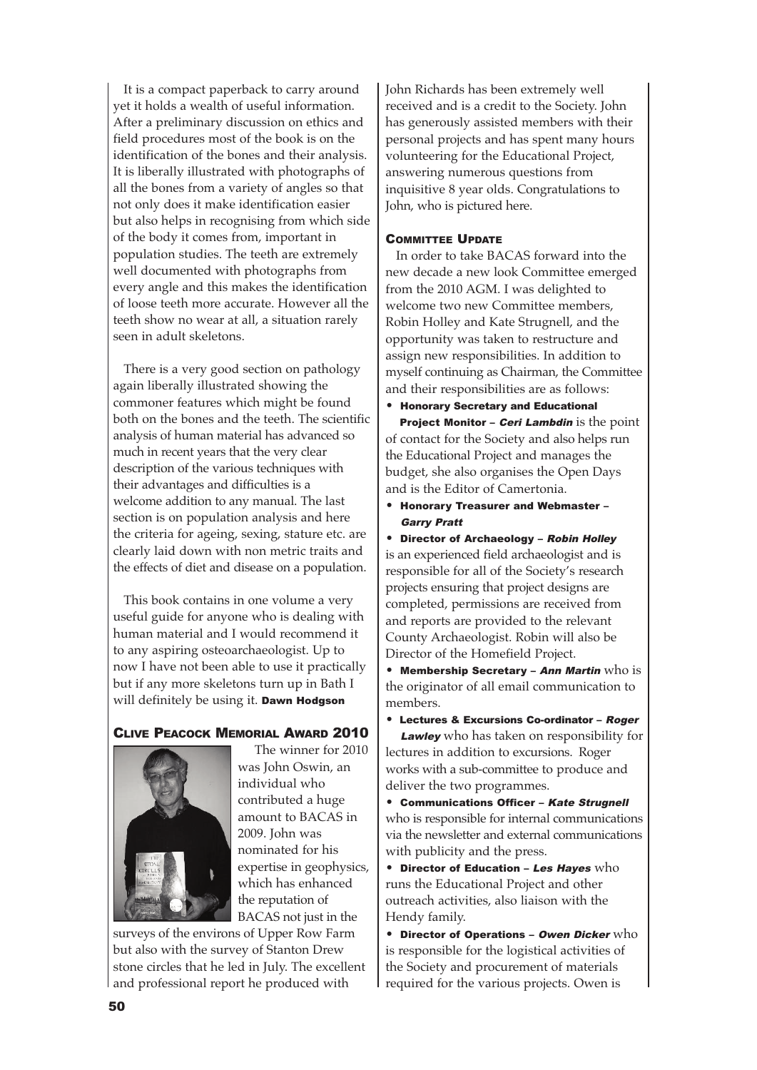It is a compact paperback to carry around yet it holds a wealth of useful information. After a preliminary discussion on ethics and field procedures most of the book is on the identification of the bones and their analysis. It is liberally illustrated with photographs of all the bones from a variety of angles so that not only does it make identification easier but also helps in recognising from which side of the body it comes from, important in population studies. The teeth are extremely well documented with photographs from every angle and this makes the identification of loose teeth more accurate. However all the teeth show no wear at all, a situation rarely seen in adult skeletons.

There is a very good section on pathology again liberally illustrated showing the commoner features which might be found both on the bones and the teeth. The scientific analysis of human material has advanced so much in recent years that the very clear description of the various techniques with their advantages and difficulties is a welcome addition to any manual. The last section is on population analysis and here the criteria for ageing, sexing, stature etc. are clearly laid down with non metric traits and the effects of diet and disease on a population.

This book contains in one volume a very useful guide for anyone who is dealing with human material and I would recommend it to any aspiring osteoarchaeologist. Up to now I have not been able to use it practically but if any more skeletons turn up in Bath I will definitely be using it. **Dawn Hodgson**

## Clive Peacock Memorial Award 2010

The winner for 2010 was John Oswin, an individual who contributed a huge amount to BACAS in 2009. John was nominated for his expertise in geophysics, which has enhanced the reputation of BACAS not just in the surveys of the environs of Upper Row Farm but also with the survey of Stanton Drew stone circles that he led in July. The excellent and professional report he produced with John Richards has been extremely well received and is a credit to the Society. John has generously assisted members with their personal projects and has spent many hours volunteering for the Educational Project, answering numerous questions from inquisitive 8 year olds. Congratulations to John, who is pictured here.

## Committee Update

In order to take BACAS forward into the new decade a new look Committee emerged from the 2010 AGM. I was delighted to welcome two new Committee members, Robin Holley and Kate Strugnell, and the opportunity was taken to restructure and assign new responsibilities. In addition to myself continuing as Chairman, the Committee and their responsibilities are as follows:

- **Honorary Secretary and Educational Project Monitor – *Ceri Lambdin*** is the point of contact for the Society and also helps run the Educational Project and manages the budget, she also organises the Open Days and is the Editor of Camertonia.
- **Honorary Treasurer and Webmaster – *Garry Pratt***
- **Director of Archaeology – *Robin Holley*** is an experienced field archaeologist and is responsible for all of the Society's research projects ensuring that project designs are completed, permissions are received from and reports are provided to the relevant County Archaeologist. Robin will also be Director of the Homefield Project.
- **Membership Secretary – *Ann Martin*** who is the originator of all email communication to members.
- **Lectures & Excursions Co-ordinator – *Roger Lawley*** who has taken on responsibility for lectures in addition to excursions. Roger works with a sub-committee to produce and deliver the two programmes.
- **Communications Officer – *Kate Strugnell*** who is responsible for internal communications via the newsletter and external communications with publicity and the press.
- **Director of Education – *Les Hayes*** who runs the Educational Project and other outreach activities, also liaison with the Hendy family.
- **Director of Operations – *Owen Dicker*** who is responsible for the logistical activities of the Society and procurement of materials required for the various projects. Owen is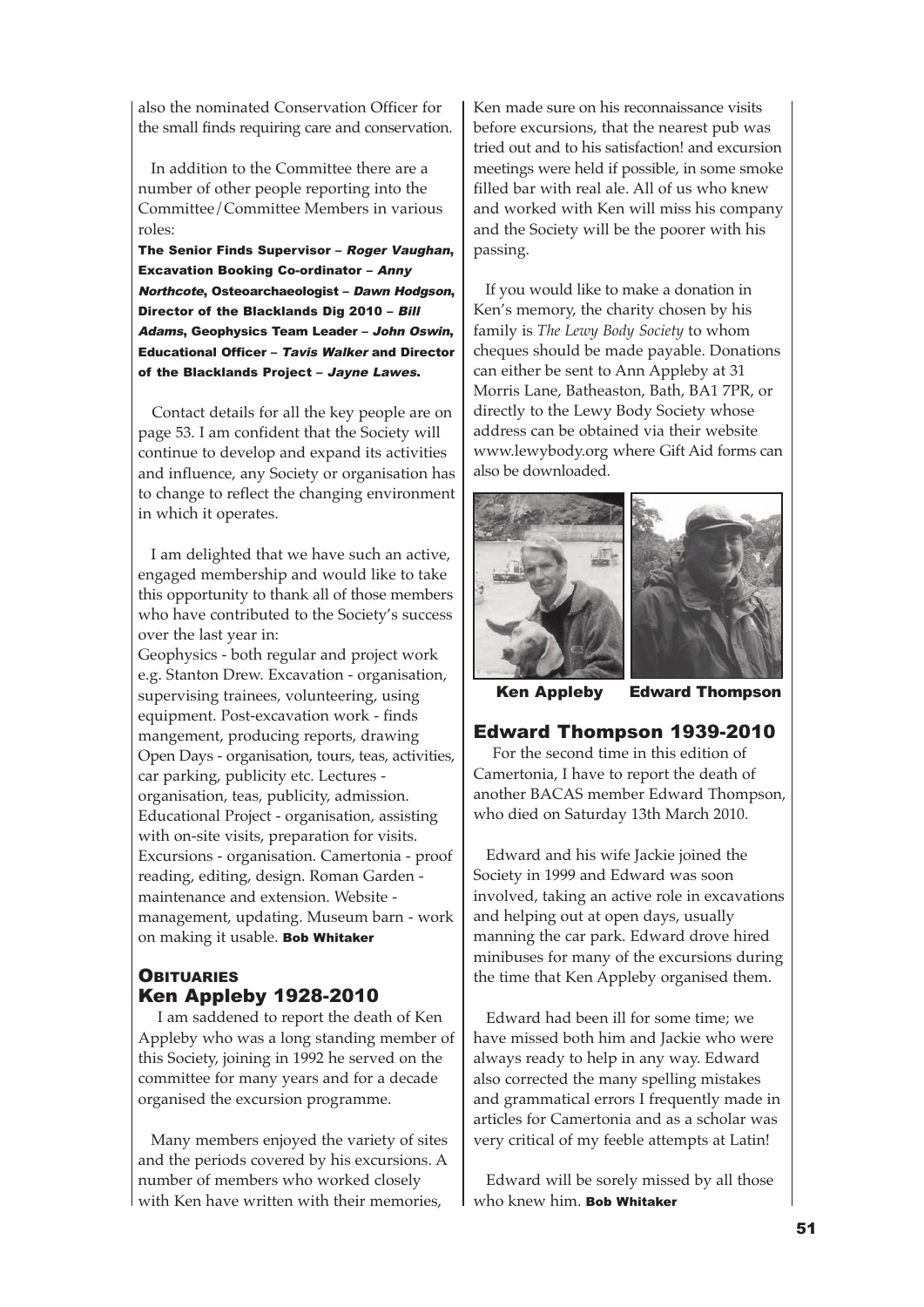also the nominated Conservation Officer for the small finds requiring care and conservation.

In addition to the Committee there are a number of other people reporting into the Committee/Committee Members in various roles:

**The Senior Finds Supervisor – *Roger Vaughan*, Excavation Booking Co-ordinator – *Anny Northcote*, Osteoarchaeologist – *Dawn Hodgson*, Director of the Blacklands Dig 2010 – *Bill Adams*, Geophysics Team Leader – *John Oswin*, Educational Officer – *Tavis Walker* and Director of the Blacklands Project – *Jayne Lawes*.**

Contact details for all the key people are on page 53. I am confident that the Society will continue to develop and expand its activities and influence, any Society or organisation has to change to reflect the changing environment in which it operates.

I am delighted that we have such an active, engaged membership and would like to take this opportunity to thank all of those members who have contributed to the Society's success over the last year in:

Geophysics - both regular and project work e.g. Stanton Drew. Excavation - organisation, supervising trainees, volunteering, using equipment. Post-excavation work - finds mangement, producing reports, drawing Open Days - organisation, tours, teas, activities, car parking, publicity etc. Lectures - organisation, teas, publicity, admission. Educational Project - organisation, assisting with on-site visits, preparation for visits. Excursions - organisation. Camertonia - proof reading, editing, design. Roman Garden - maintenance and extension. Website - management, updating. Museum barn - work on making it usable. **Bob Whitaker**

## Obituaries

### Ken Appleby 1928-2010

I am saddened to report the death of Ken Appleby who was a long standing member of this Society, joining in 1992 he served on the committee for many years and for a decade organised the excursion programme.

Many members enjoyed the variety of sites and the periods covered by his excursions. A number of members who worked closely with Ken have written with their memories, Ken made sure on his reconnaissance visits before excursions, that the nearest pub was tried out and to his satisfaction! and excursion meetings were held if possible, in some smoke filled bar with real ale. All of us who knew and worked with Ken will miss his company and the Society will be the poorer with his passing.

If you would like to make a donation in Ken's memory, the charity chosen by his family is *The Lewy Body Society* to whom cheques should be made payable. Donations can either be sent to Ann Appleby at 31 Morris Lane, Batheaston, Bath, BA1 7PR, or directly to the Lewy Body Society whose address can be obtained via their website www.lewybody.org where Gift Aid forms can also be downloaded.

**Ken Appleby** **Edward Thompson**

### Edward Thompson 1939-2010

For the second time in this edition of Camertonia, I have to report the death of another BACAS member Edward Thompson, who died on Saturday 13th March 2010.

Edward and his wife Jackie joined the Society in 1999 and Edward was soon involved, taking an active role in excavations and helping out at open days, usually manning the car park. Edward drove hired minibuses for many of the excursions during the time that Ken Appleby organised them.

Edward had been ill for some time; we have missed both him and Jackie who were always ready to help in any way. Edward also corrected the many spelling mistakes and grammatical errors I frequently made in articles for Camertonia and as a scholar was very critical of my feeble attempts at Latin!

Edward will be sorely missed by all those who knew him. **Bob Whitaker**